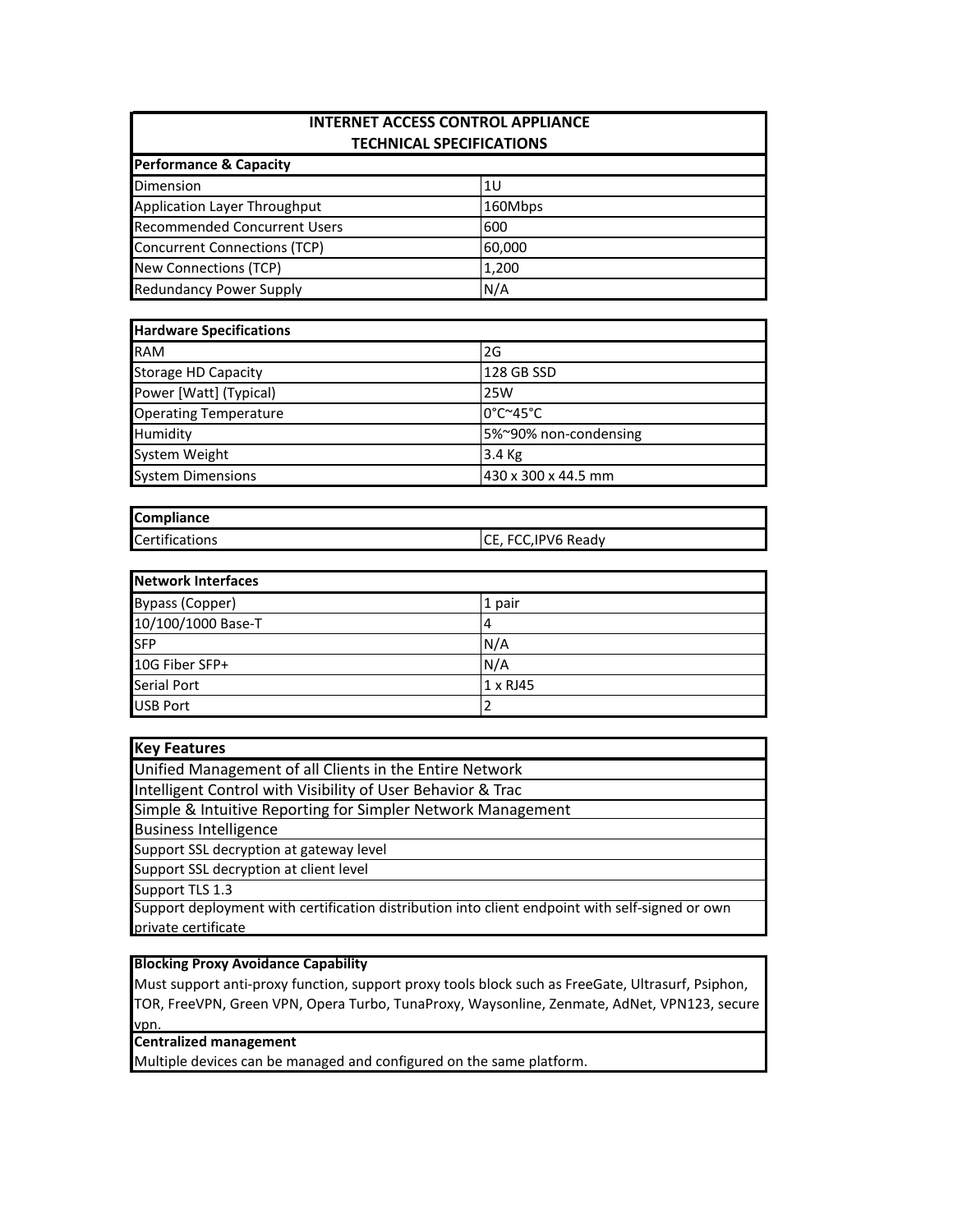# INTERNET ACCESS CONTROL APPLIANCE
## TECHNICAL SPECIFICATIONS

| **Performance & Capacity** | |
|---|---|
| Dimension | 1U |
| Application Layer Throughput | 160Mbps |
| Recommended Concurrent Users | 600 |
| Concurrent Connections (TCP) | 60,000 |
| New Connections (TCP) | 1,200 |
| Redundancy Power Supply | N/A |

| **Hardware Specifications** | |
|---|---|
| RAM | 2G |
| Storage HD Capacity | 128 GB SSD |
| Power [Watt] (Typical) | 25W |
| Operating Temperature | 0°C~45°C |
| Humidity | 5%~90% non-condensing |
| System Weight | 3.4 Kg |
| System Dimensions | 430 x 300 x 44.5 mm |

| **Compliance** | |
|---|---|
| Certifications | CE, FCC,IPV6 Ready |

| **Network Interfaces** | |
|---|---|
| Bypass (Copper) | 1 pair |
| 10/100/1000 Base-T | 4 |
| SFP | N/A |
| 10G Fiber SFP+ | N/A |
| Serial Port | 1 x RJ45 |
| USB Port | 2 |

| **Key Features** |
|---|
| Unified Management of all Clients in the Entire Network |
| Intelligent Control with Visibility of User Behavior & Trac |
| Simple & Intuitive Reporting for Simpler Network Management |
| Business Intelligence |
| Support SSL decryption at gateway level |
| Support SSL decryption at client level |
| Support TLS 1.3 |
| Support deployment with certification distribution into client endpoint with self-signed or own private certificate |

| **Blocking Proxy Avoidance Capability** |
|---|
| Must support anti-proxy function, support proxy tools block such as FreeGate, Ultrasurf, Psiphon, TOR, FreeVPN, Green VPN, Opera Turbo, TunaProxy, Waysonline, Zenmate, AdNet, VPN123, secure vpn. |
| **Centralized management** |
| Multiple devices can be managed and configured on the same platform. |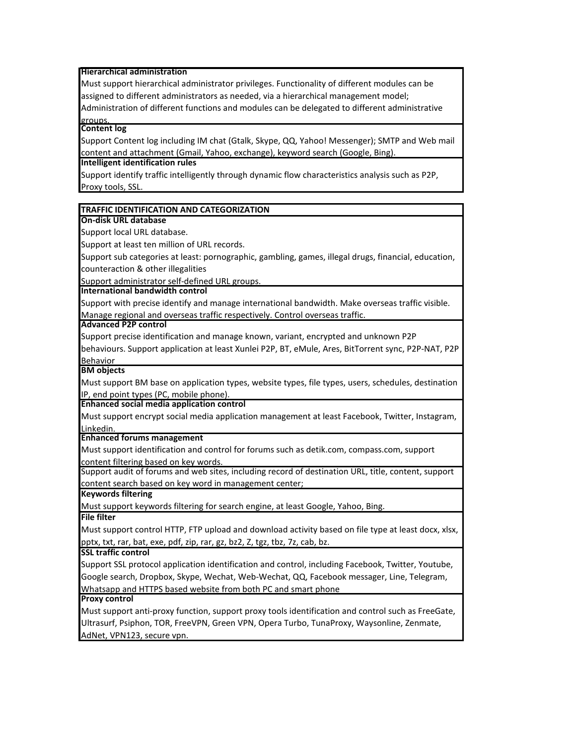**Hierarchical administration**

Must support hierarchical administrator privileges. Functionality of different modules can be assigned to different administrators as needed, via a hierarchical management model; Administration of different functions and modules can be delegated to different administrative groups.

**Content log**

Support Content log including IM chat (Gtalk, Skype, QQ, Yahoo! Messenger); SMTP and Web mail content and attachment (Gmail, Yahoo, exchange), keyword search (Google, Bing).

**Intelligent identification rules**

Support identify traffic intelligently through dynamic flow characteristics analysis such as P2P, Proxy tools, SSL.

## TRAFFIC IDENTIFICATION AND CATEGORIZATION

**On-disk URL database**

Support local URL database.

Support at least ten million of URL records.

Support sub categories at least: pornographic, gambling, games, illegal drugs, financial, education, counteraction & other illegalities

Support administrator self-defined URL groups.

**International bandwidth control**

Support with precise identify and manage international bandwidth. Make overseas traffic visible. Manage regional and overseas traffic respectively. Control overseas traffic.

**Advanced P2P control**

Support precise identification and manage known, variant, encrypted and unknown P2P behaviours. Support application at least Xunlei P2P, BT, eMule, Ares, BitTorrent sync, P2P-NAT, P2P Behavior

**BM objects**

Must support BM base on application types, website types, file types, users, schedules, destination IP, end point types (PC, mobile phone).

**Enhanced social media application control**

Must support encrypt social media application management at least Facebook, Twitter, Instagram, Linkedin.

**Enhanced forums management**

Must support identification and control for forums such as detik.com, compass.com, support content filtering based on key words.

Support audit of forums and web sites, including record of destination URL, title, content, support content search based on key word in management center;

**Keywords filtering**

Must support keywords filtering for search engine, at least Google, Yahoo, Bing.

**File filter**

Must support control HTTP, FTP upload and download activity based on file type at least docx, xlsx, pptx, txt, rar, bat, exe, pdf, zip, rar, gz, bz2, Z, tgz, tbz, 7z, cab, bz.

**SSL traffic control**

Support SSL protocol application identification and control, including Facebook, Twitter, Youtube, Google search, Dropbox, Skype, Wechat, Web-Wechat, QQ, Facebook messager, Line, Telegram, Whatsapp and HTTPS based website from both PC and smart phone

**Proxy control**

Must support anti-proxy function, support proxy tools identification and control such as FreeGate, Ultrasurf, Psiphon, TOR, FreeVPN, Green VPN, Opera Turbo, TunaProxy, Waysonline, Zenmate, AdNet, VPN123, secure vpn.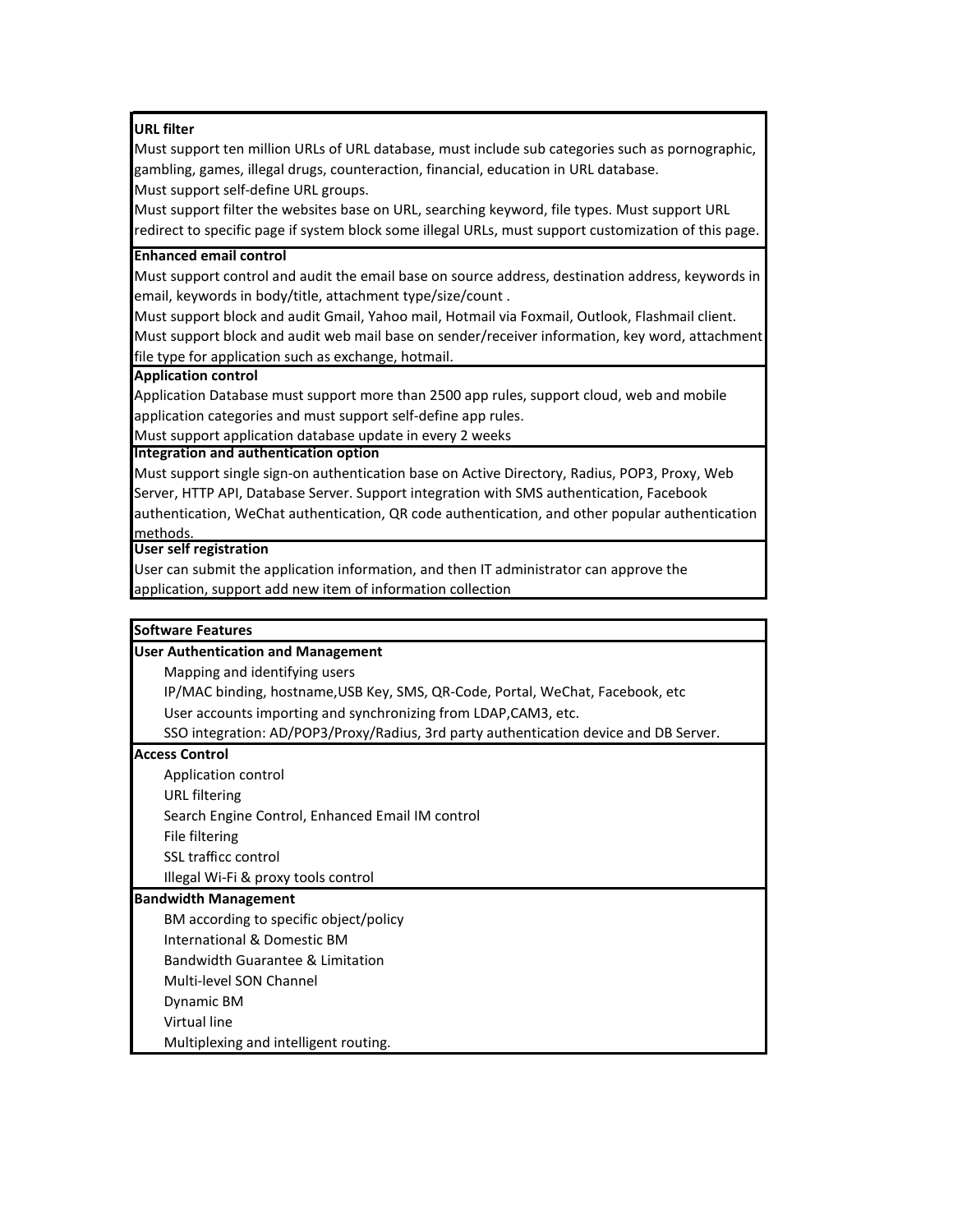**URL filter**

Must support ten million URLs of URL database, must include sub categories such as pornographic, gambling, games, illegal drugs, counteraction, financial, education in URL database.
Must support self-define URL groups.
Must support filter the websites base on URL, searching keyword, file types. Must support URL redirect to specific page if system block some illegal URLs, must support customization of this page.

**Enhanced email control**

Must support control and audit the email base on source address, destination address, keywords in email, keywords in body/title, attachment type/size/count .
Must support block and audit Gmail, Yahoo mail, Hotmail via Foxmail, Outlook, Flashmail client.
Must support block and audit web mail base on sender/receiver information, key word, attachment file type for application such as exchange, hotmail.

**Application control**

Application Database must support more than 2500 app rules, support cloud, web and mobile application categories and must support self-define app rules.
Must support application database update in every 2 weeks

**Integration and authentication option**

Must support single sign-on authentication base on Active Directory, Radius, POP3, Proxy, Web Server, HTTP API, Database Server. Support integration with SMS authentication, Facebook authentication, WeChat authentication, QR code authentication, and other popular authentication methods.

**User self registration**

User can submit the application information, and then IT administrator can approve the application, support add new item of information collection

**Software Features**

**User Authentication and Management**

- Mapping and identifying users
- IP/MAC binding, hostname,USB Key, SMS, QR-Code, Portal, WeChat, Facebook, etc
- User accounts importing and synchronizing from LDAP,CAM3, etc.
- SSO integration: AD/POP3/Proxy/Radius, 3rd party authentication device and DB Server.

**Access Control**

- Application control
- URL filtering
- Search Engine Control, Enhanced Email IM control
- File filtering
- SSL trafficc control
- Illegal Wi-Fi & proxy tools control

**Bandwidth Management**

- BM according to specific object/policy
- International & Domestic BM
- Bandwidth Guarantee & Limitation
- Multi-level SON Channel
- Dynamic BM
- Virtual line
- Multiplexing and intelligent routing.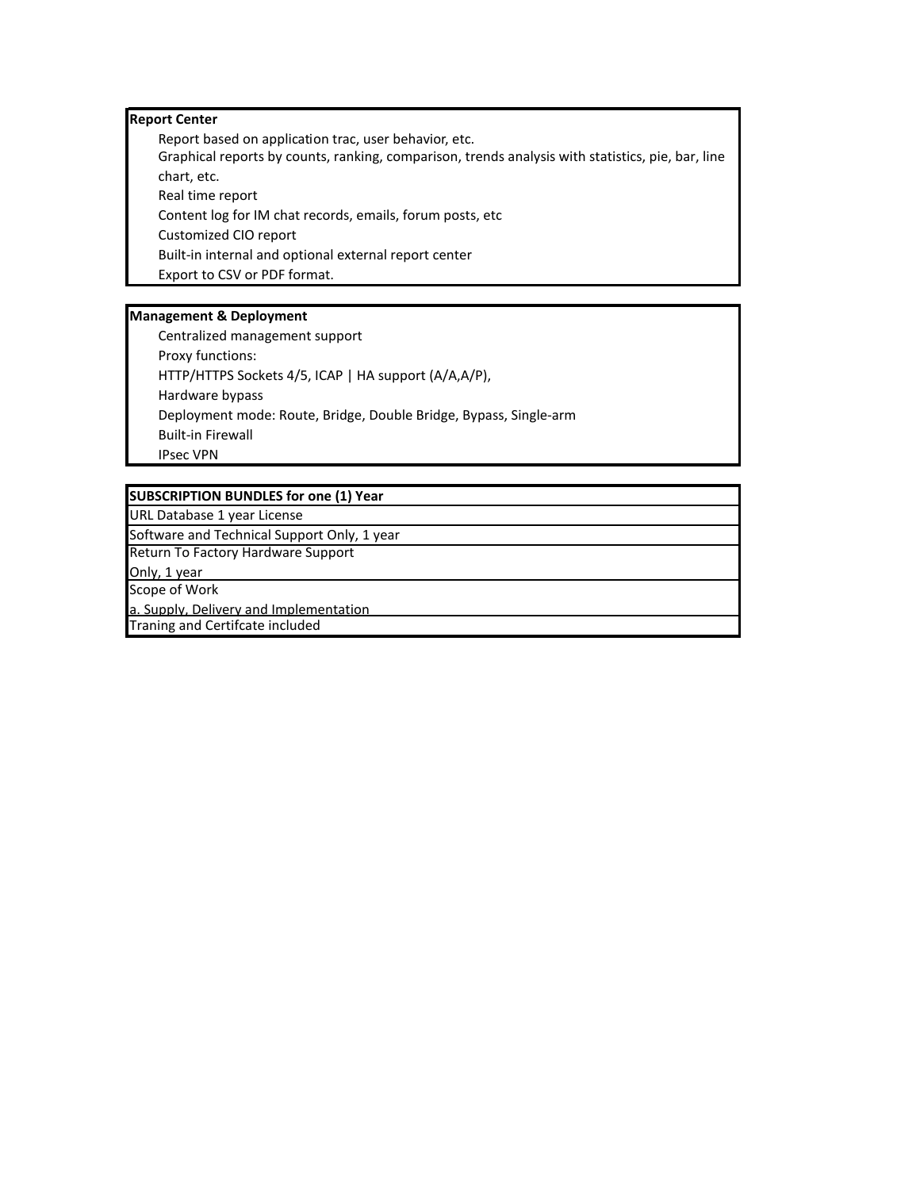**Report Center**

- Report based on application trac, user behavior, etc.
- Graphical reports by counts, ranking, comparison, trends analysis with statistics, pie, bar, line chart, etc.
- Real time report
- Content log for IM chat records, emails, forum posts, etc
- Customized CIO report
- Built-in internal and optional external report center
- Export to CSV or PDF format.

**Management & Deployment**

- Centralized management support
- Proxy functions:
- HTTP/HTTPS Sockets 4/5, ICAP | HA support (A/A,A/P),
- Hardware bypass
- Deployment mode: Route, Bridge, Double Bridge, Bypass, Single-arm
- Built-in Firewall
- IPsec VPN

| **SUBSCRIPTION BUNDLES for one (1) Year** |
| --- |
| URL Database 1 year License |
| Software and Technical Support Only, 1 year |
| Return To Factory Hardware Support Only, 1 year |
| Scope of Work a. Supply, Delivery and Implementation |
| Traning and Certifcate included |